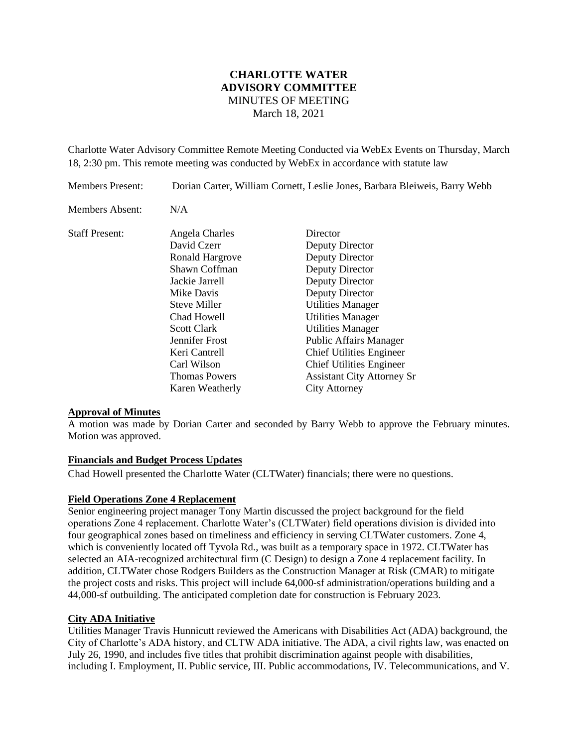# CHARLOTTE WATER ADVISORY COMMITTEE

MINUTES OF MEETING

March 18, 2021

Charlotte Water Advisory Committee Remote Meeting Conducted via WebEx Events on Thursday, March 18, 2:30 pm. This remote meeting was conducted by WebEx in accordance with statute law

Members Present: Dorian Carter, William Cornett, Leslie Jones, Barbara Bleiweis, Barry Webb

Members Absent: N/A

Staff Present:

| | |
|---|---|
| Angela Charles | Director |
| David Czerr | Deputy Director |
| Ronald Hargrove | Deputy Director |
| Shawn Coffman | Deputy Director |
| Jackie Jarrell | Deputy Director |
| Mike Davis | Deputy Director |
| Steve Miller | Utilities Manager |
| Chad Howell | Utilities Manager |
| Scott Clark | Utilities Manager |
| Jennifer Frost | Public Affairs Manager |
| Keri Cantrell | Chief Utilities Engineer |
| Carl Wilson | Chief Utilities Engineer |
| Thomas Powers | Assistant City Attorney Sr |
| Karen Weatherly | City Attorney |

**Approval of Minutes**

A motion was made by Dorian Carter and seconded by Barry Webb to approve the February minutes. Motion was approved.

**Financials and Budget Process Updates**

Chad Howell presented the Charlotte Water (CLTWater) financials; there were no questions.

**Field Operations Zone 4 Replacement**

Senior engineering project manager Tony Martin discussed the project background for the field operations Zone 4 replacement. Charlotte Water's (CLTWater) field operations division is divided into four geographical zones based on timeliness and efficiency in serving CLTWater customers. Zone 4, which is conveniently located off Tyvola Rd., was built as a temporary space in 1972. CLTWater has selected an AIA-recognized architectural firm (C Design) to design a Zone 4 replacement facility. In addition, CLTWater chose Rodgers Builders as the Construction Manager at Risk (CMAR) to mitigate the project costs and risks. This project will include 64,000-sf administration/operations building and a 44,000-sf outbuilding. The anticipated completion date for construction is February 2023.

**City ADA Initiative**

Utilities Manager Travis Hunnicutt reviewed the Americans with Disabilities Act (ADA) background, the City of Charlotte's ADA history, and CLTW ADA initiative. The ADA, a civil rights law, was enacted on July 26, 1990, and includes five titles that prohibit discrimination against people with disabilities, including I. Employment, II. Public service, III. Public accommodations, IV. Telecommunications, and V.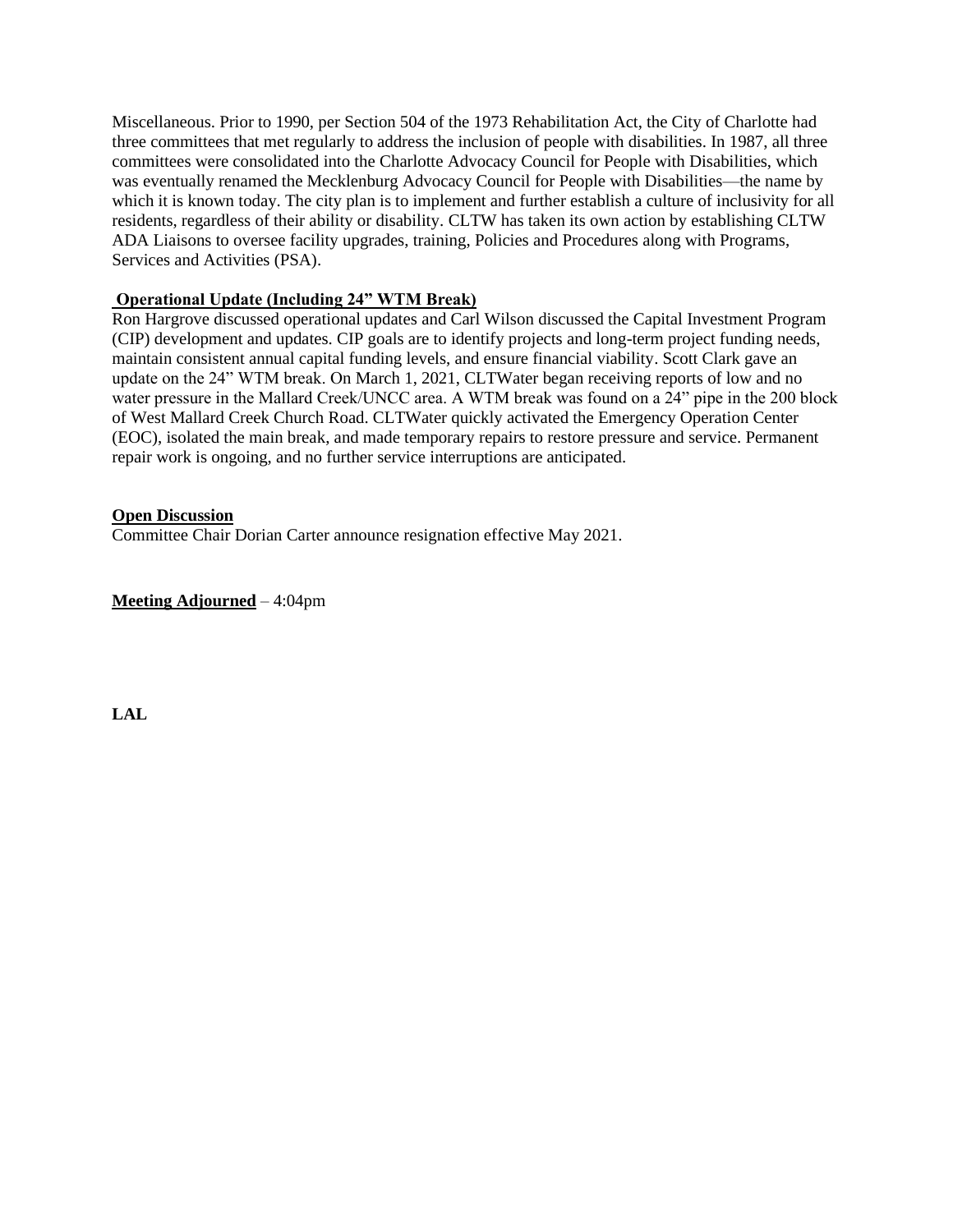Miscellaneous. Prior to 1990, per Section 504 of the 1973 Rehabilitation Act, the City of Charlotte had three committees that met regularly to address the inclusion of people with disabilities. In 1987, all three committees were consolidated into the Charlotte Advocacy Council for People with Disabilities, which was eventually renamed the Mecklenburg Advocacy Council for People with Disabilities—the name by which it is known today. The city plan is to implement and further establish a culture of inclusivity for all residents, regardless of their ability or disability. CLTW has taken its own action by establishing CLTW ADA Liaisons to oversee facility upgrades, training, Policies and Procedures along with Programs, Services and Activities (PSA).

**Operational Update (Including 24" WTM Break)**

Ron Hargrove discussed operational updates and Carl Wilson discussed the Capital Investment Program (CIP) development and updates. CIP goals are to identify projects and long-term project funding needs, maintain consistent annual capital funding levels, and ensure financial viability. Scott Clark gave an update on the 24" WTM break. On March 1, 2021, CLTWater began receiving reports of low and no water pressure in the Mallard Creek/UNCC area. A WTM break was found on a 24" pipe in the 200 block of West Mallard Creek Church Road. CLTWater quickly activated the Emergency Operation Center (EOC), isolated the main break, and made temporary repairs to restore pressure and service. Permanent repair work is ongoing, and no further service interruptions are anticipated.

**Open Discussion**

Committee Chair Dorian Carter announce resignation effective May 2021.

**Meeting Adjourned** – 4:04pm

**LAL**